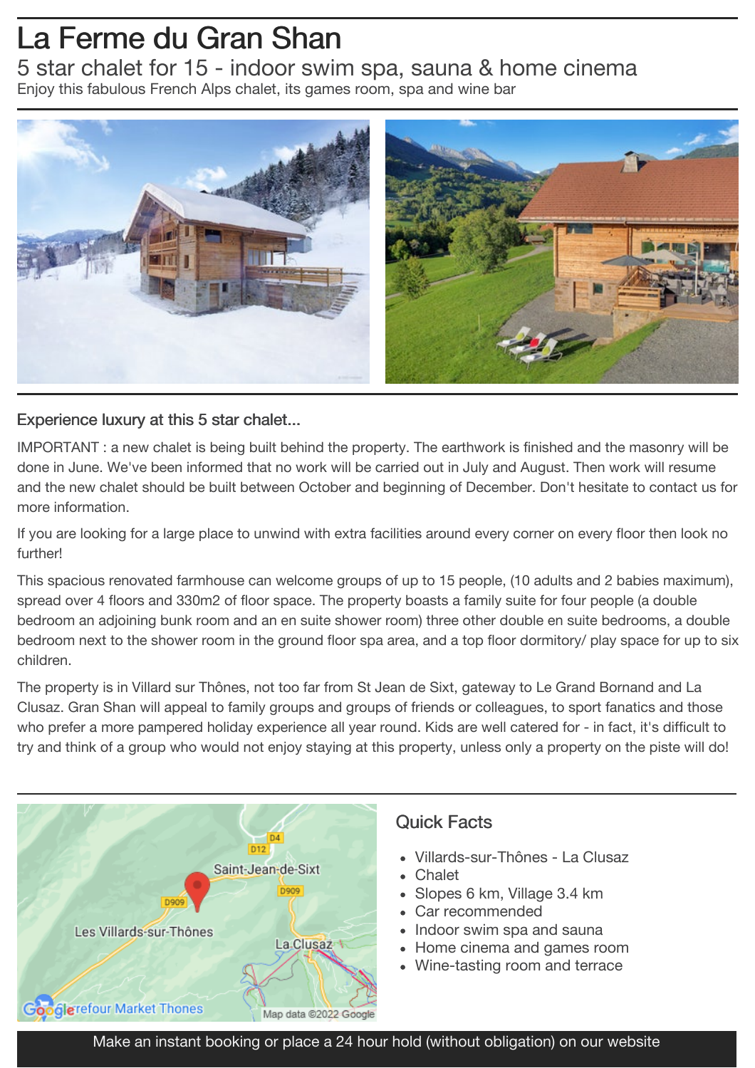# La Ferme du Gran Shan

## 5 star chalet for 15 - indoor swim spa, sauna & home cinema

Enjoy this fabulous French Alps chalet, its games room, spa and wine bar

### Experience luxury at this 5 star chalet...

IMPORTANT : a new chalet is being built behind the property. The earthwork is finished and the masonry will be done in June. We've been informed that no work will be carried out in July and August. Then work will resume and the new chalet should be built between October and beginning of December. Don't hesitate to contact us for more information.

If you are looking for a large place to unwind with extra facilities around every corner on every floor then look no further!

This spacious renovated farmhouse can welcome groups of up to 15 people, (10 adults and 2 babies maximum), spread over 4 floors and 330m2 of floor space. The property boasts a family suite for four people (a double bedroom an adjoining bunk room and an en suite shower room) three other double en suite bedrooms, a double bedroom next to the shower room in the ground floor spa area, and a top floor dormitory/ play space for up to six children.

The property is in Villard sur Thônes, not too far from St Jean de Sixt, gateway to Le Grand Bornand and La Clusaz. Gran Shan will appeal to family groups and groups of friends or colleagues, to sport fanatics and those who prefer a more pampered holiday experience all year round. Kids are well catered for - in fact, it's difficult to try and think of a group who would not enjoy staying at this property, unless only a property on the piste will do!

### Quick Facts

- Villards-sur-Thônes - La Clusaz
- Chalet
- Slopes 6 km, Village 3.4 km
- Car recommended
- Indoor swim spa and sauna
- Home cinema and games room
- Wine-tasting room and terrace

Make an instant booking or place a 24 hour hold (without obligation) on our website